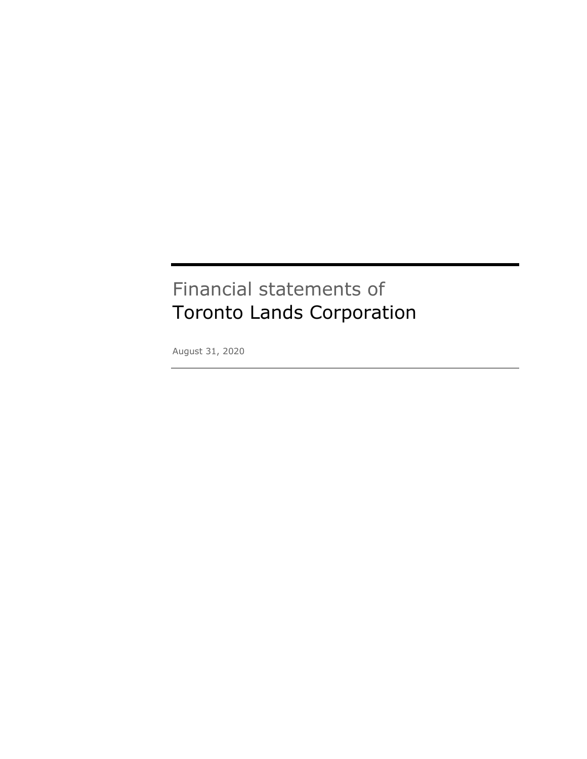# Financial statements of
# Toronto Lands Corporation

August 31, 2020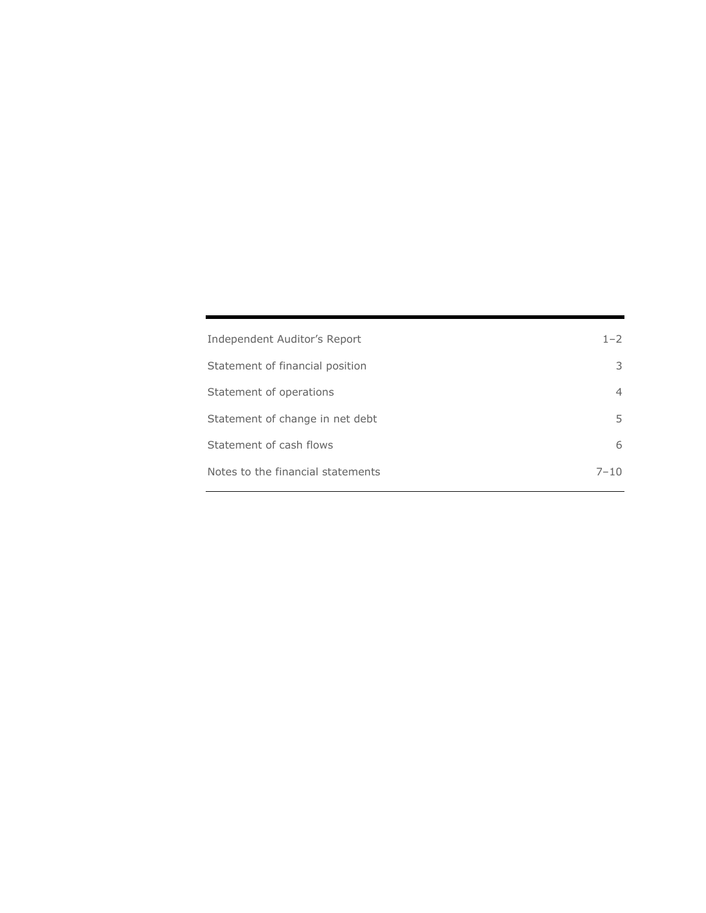| | |
|---|---|
| Independent Auditor's Report | 1–2 |
| Statement of financial position | 3 |
| Statement of operations | 4 |
| Statement of change in net debt | 5 |
| Statement of cash flows | 6 |
| Notes to the financial statements | 7–10 |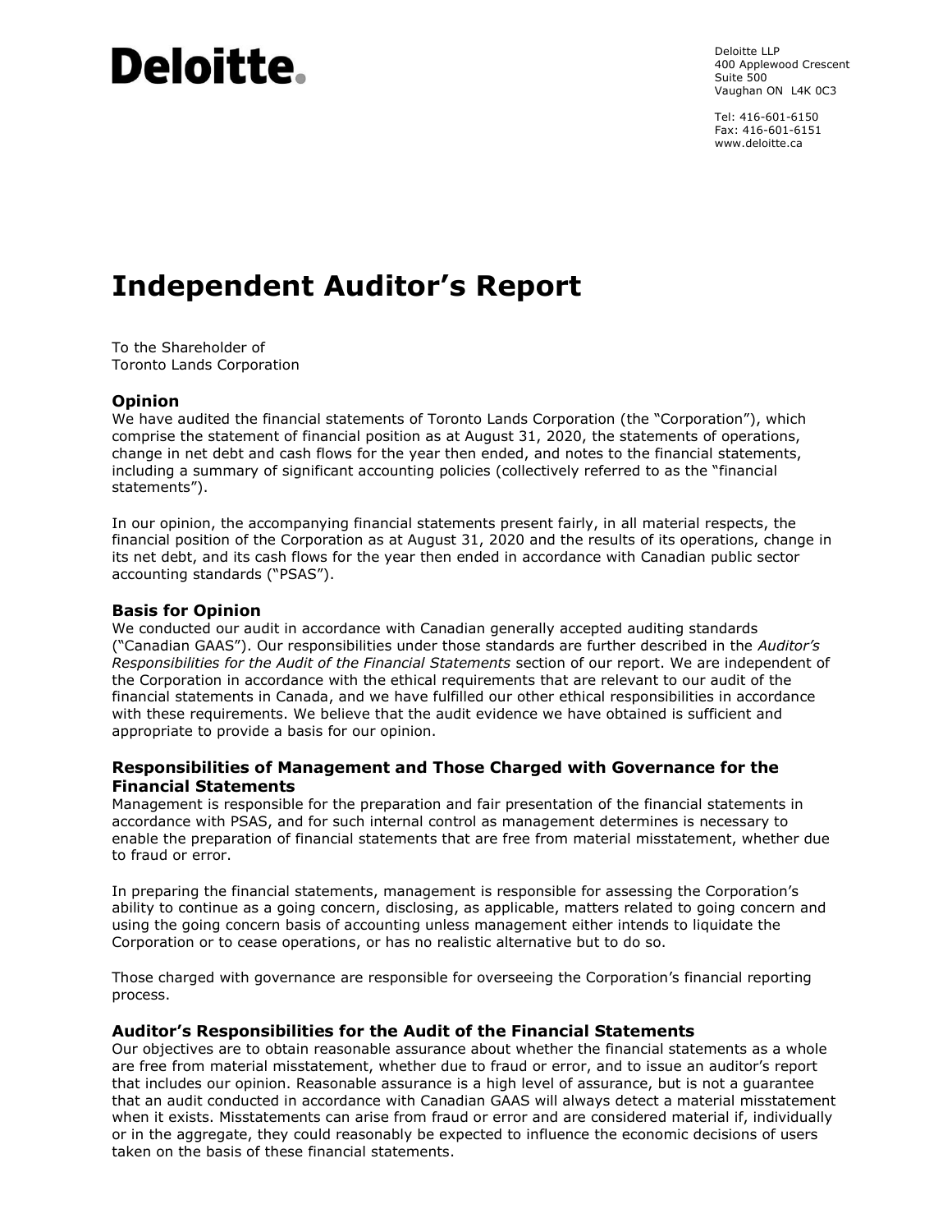# Deloitte.

Deloitte LLP
400 Applewood Crescent
Suite 500
Vaughan ON L4K 0C3

Tel: 416-601-6150
Fax: 416-601-6151
www.deloitte.ca

# Independent Auditor's Report

To the Shareholder of
Toronto Lands Corporation

## Opinion

We have audited the financial statements of Toronto Lands Corporation (the "Corporation"), which comprise the statement of financial position as at August 31, 2020, the statements of operations, change in net debt and cash flows for the year then ended, and notes to the financial statements, including a summary of significant accounting policies (collectively referred to as the "financial statements").

In our opinion, the accompanying financial statements present fairly, in all material respects, the financial position of the Corporation as at August 31, 2020 and the results of its operations, change in its net debt, and its cash flows for the year then ended in accordance with Canadian public sector accounting standards ("PSAS").

## Basis for Opinion

We conducted our audit in accordance with Canadian generally accepted auditing standards ("Canadian GAAS"). Our responsibilities under those standards are further described in the *Auditor's Responsibilities for the Audit of the Financial Statements* section of our report. We are independent of the Corporation in accordance with the ethical requirements that are relevant to our audit of the financial statements in Canada, and we have fulfilled our other ethical responsibilities in accordance with these requirements. We believe that the audit evidence we have obtained is sufficient and appropriate to provide a basis for our opinion.

## Responsibilities of Management and Those Charged with Governance for the Financial Statements

Management is responsible for the preparation and fair presentation of the financial statements in accordance with PSAS, and for such internal control as management determines is necessary to enable the preparation of financial statements that are free from material misstatement, whether due to fraud or error.

In preparing the financial statements, management is responsible for assessing the Corporation's ability to continue as a going concern, disclosing, as applicable, matters related to going concern and using the going concern basis of accounting unless management either intends to liquidate the Corporation or to cease operations, or has no realistic alternative but to do so.

Those charged with governance are responsible for overseeing the Corporation's financial reporting process.

## Auditor's Responsibilities for the Audit of the Financial Statements

Our objectives are to obtain reasonable assurance about whether the financial statements as a whole are free from material misstatement, whether due to fraud or error, and to issue an auditor's report that includes our opinion. Reasonable assurance is a high level of assurance, but is not a guarantee that an audit conducted in accordance with Canadian GAAS will always detect a material misstatement when it exists. Misstatements can arise from fraud or error and are considered material if, individually or in the aggregate, they could reasonably be expected to influence the economic decisions of users taken on the basis of these financial statements.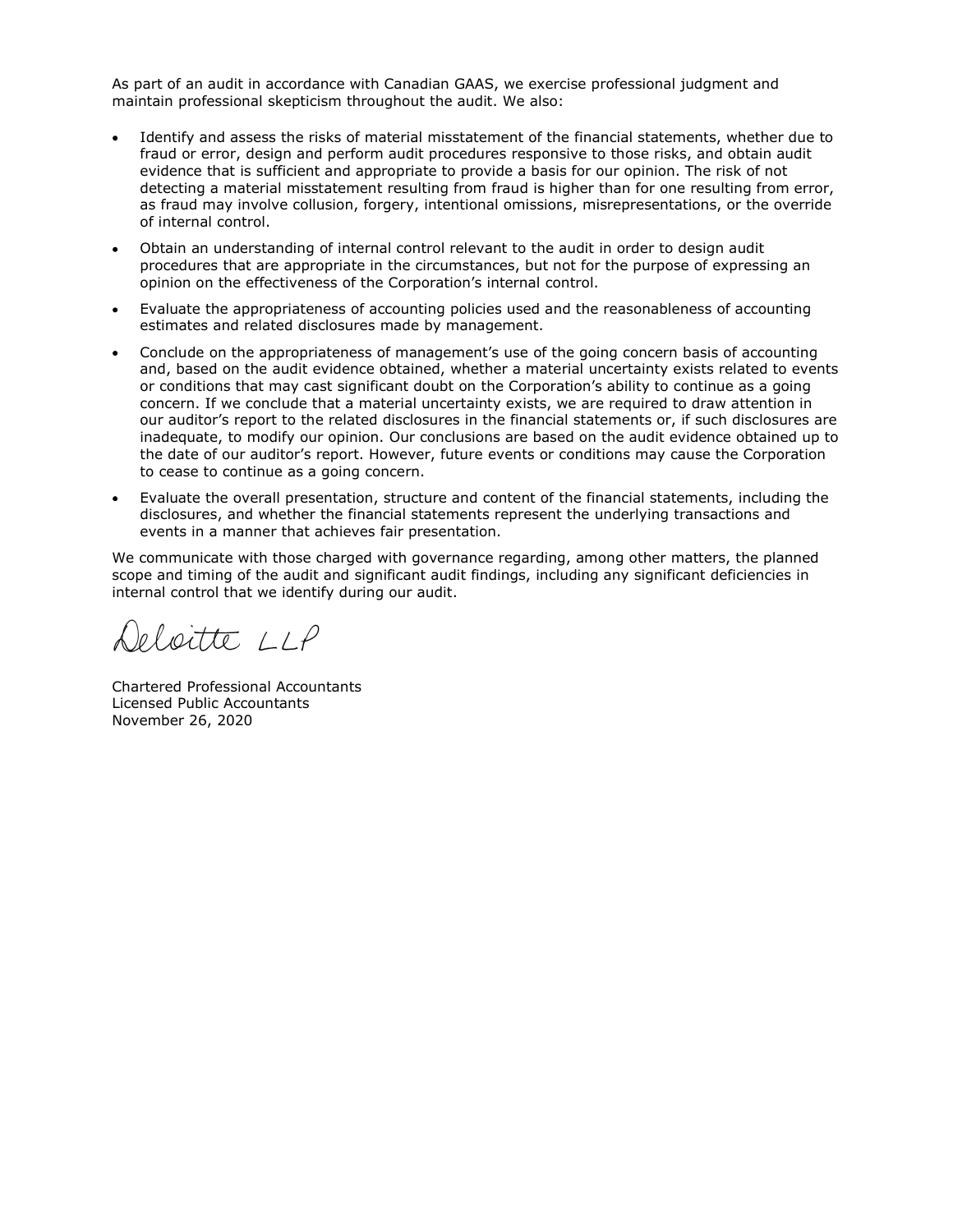As part of an audit in accordance with Canadian GAAS, we exercise professional judgment and maintain professional skepticism throughout the audit. We also:

- Identify and assess the risks of material misstatement of the financial statements, whether due to fraud or error, design and perform audit procedures responsive to those risks, and obtain audit evidence that is sufficient and appropriate to provide a basis for our opinion. The risk of not detecting a material misstatement resulting from fraud is higher than for one resulting from error, as fraud may involve collusion, forgery, intentional omissions, misrepresentations, or the override of internal control.
- Obtain an understanding of internal control relevant to the audit in order to design audit procedures that are appropriate in the circumstances, but not for the purpose of expressing an opinion on the effectiveness of the Corporation's internal control.
- Evaluate the appropriateness of accounting policies used and the reasonableness of accounting estimates and related disclosures made by management.
- Conclude on the appropriateness of management's use of the going concern basis of accounting and, based on the audit evidence obtained, whether a material uncertainty exists related to events or conditions that may cast significant doubt on the Corporation's ability to continue as a going concern. If we conclude that a material uncertainty exists, we are required to draw attention in our auditor's report to the related disclosures in the financial statements or, if such disclosures are inadequate, to modify our opinion. Our conclusions are based on the audit evidence obtained up to the date of our auditor's report. However, future events or conditions may cause the Corporation to cease to continue as a going concern.
- Evaluate the overall presentation, structure and content of the financial statements, including the disclosures, and whether the financial statements represent the underlying transactions and events in a manner that achieves fair presentation.

We communicate with those charged with governance regarding, among other matters, the planned scope and timing of the audit and significant audit findings, including any significant deficiencies in internal control that we identify during our audit.

Deloitte LLP

Chartered Professional Accountants
Licensed Public Accountants
November 26, 2020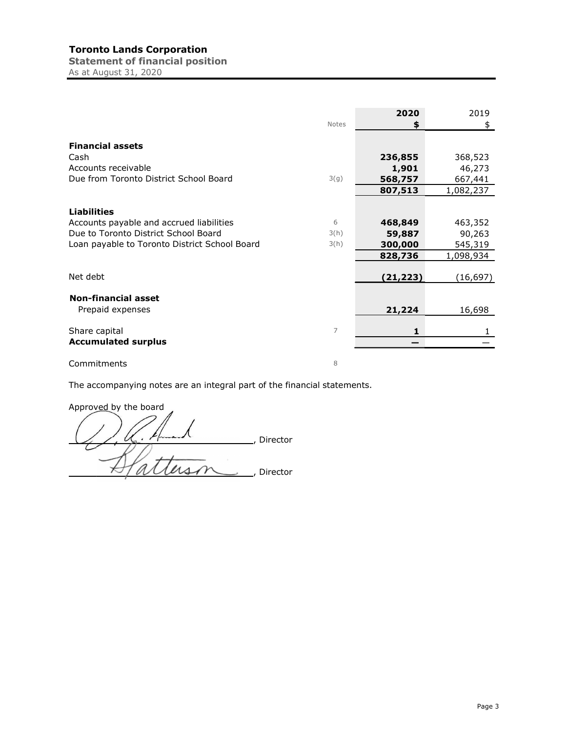# Toronto Lands Corporation

**Statement of financial position**

As at August 31, 2020

| | Notes | 2020<br>$ | 2019<br>$ |
|---|---|---|---|
| **Financial assets** | | | |
| Cash | | **236,855** | 368,523 |
| Accounts receivable | | **1,901** | 46,273 |
| Due from Toronto District School Board | 3(g) | **568,757** | 667,441 |
| | | **807,513** | 1,082,237 |
| **Liabilities** | | | |
| Accounts payable and accrued liabilities | 6 | **468,849** | 463,352 |
| Due to Toronto District School Board | 3(h) | **59,887** | 90,263 |
| Loan payable to Toronto District School Board | 3(h) | **300,000** | 545,319 |
| | | **828,736** | 1,098,934 |
| Net debt | | **(21,223)** | (16,697) |
| **Non-financial asset** | | | |
| Prepaid expenses | | **21,224** | 16,698 |
| Share capital | 7 | **1** | 1 |
| **Accumulated surplus** | | **—** | — |
| Commitments | 8 | | |

The accompanying notes are an integral part of the financial statements.

Approved by the board

_______________, Director

_______________, Director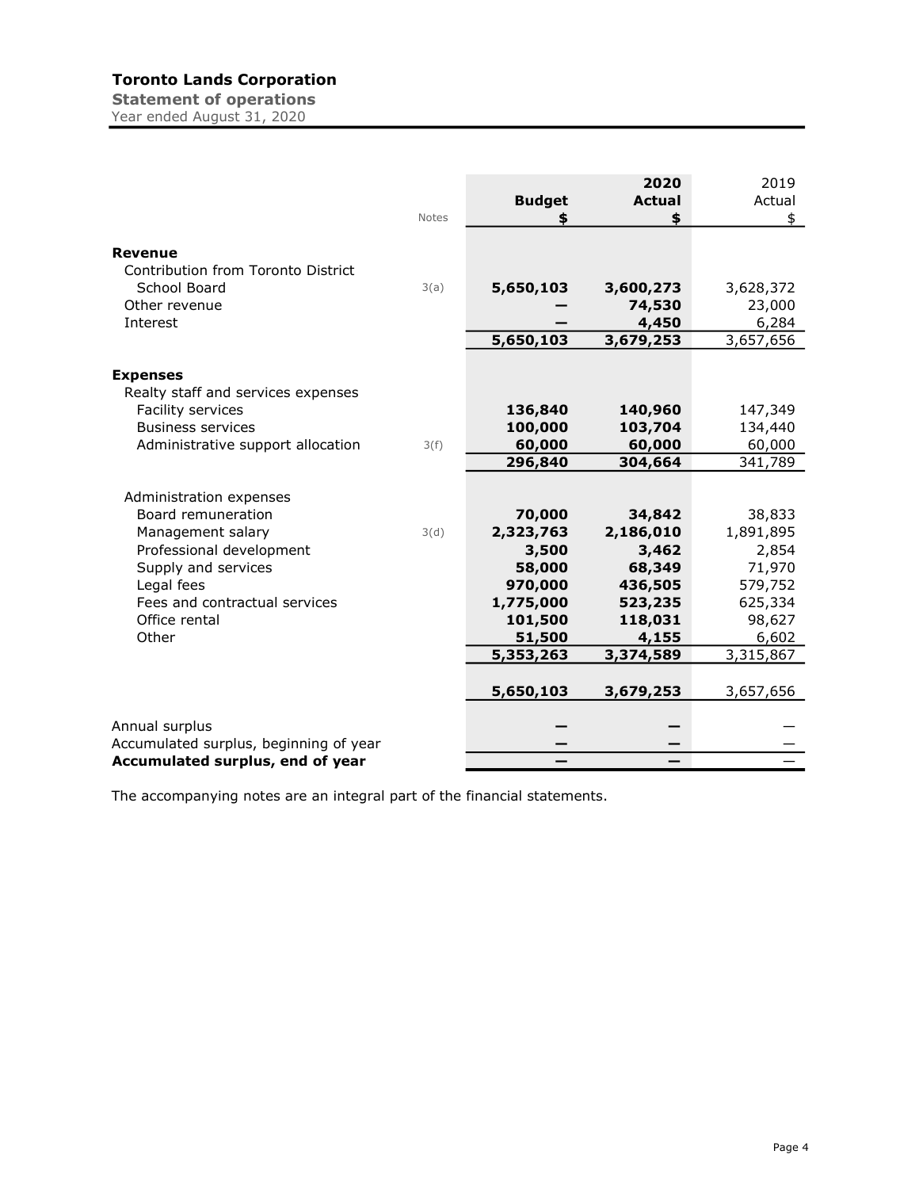**Toronto Lands Corporation**

**Statement of operations**

Year ended August 31, 2020

| | Notes | Budget $ | 2020 Actual $ | 2019 Actual $ |
|---|---|---|---|---|
| **Revenue** | | | | |
| Contribution from Toronto District School Board | 3(a) | **5,650,103** | **3,600,273** | 3,628,372 |
| Other revenue | | **—** | **74,530** | 23,000 |
| Interest | | **—** | **4,450** | 6,284 |
| | | **5,650,103** | **3,679,253** | 3,657,656 |
| **Expenses** | | | | |
| Realty staff and services expenses | | | | |
| Facility services | | **136,840** | **140,960** | 147,349 |
| Business services | | **100,000** | **103,704** | 134,440 |
| Administrative support allocation | 3(f) | **60,000** | **60,000** | 60,000 |
| | | **296,840** | **304,664** | 341,789 |
| Administration expenses | | | | |
| Board remuneration | | **70,000** | **34,842** | 38,833 |
| Management salary | 3(d) | **2,323,763** | **2,186,010** | 1,891,895 |
| Professional development | | **3,500** | **3,462** | 2,854 |
| Supply and services | | **58,000** | **68,349** | 71,970 |
| Legal fees | | **970,000** | **436,505** | 579,752 |
| Fees and contractual services | | **1,775,000** | **523,235** | 625,334 |
| Office rental | | **101,500** | **118,031** | 98,627 |
| Other | | **51,500** | **4,155** | 6,602 |
| | | **5,353,263** | **3,374,589** | 3,315,867 |
| | | **5,650,103** | **3,679,253** | 3,657,656 |
| Annual surplus | | **—** | **—** | — |
| Accumulated surplus, beginning of year | | **—** | **—** | — |
| **Accumulated surplus, end of year** | | **—** | **—** | — |

The accompanying notes are an integral part of the financial statements.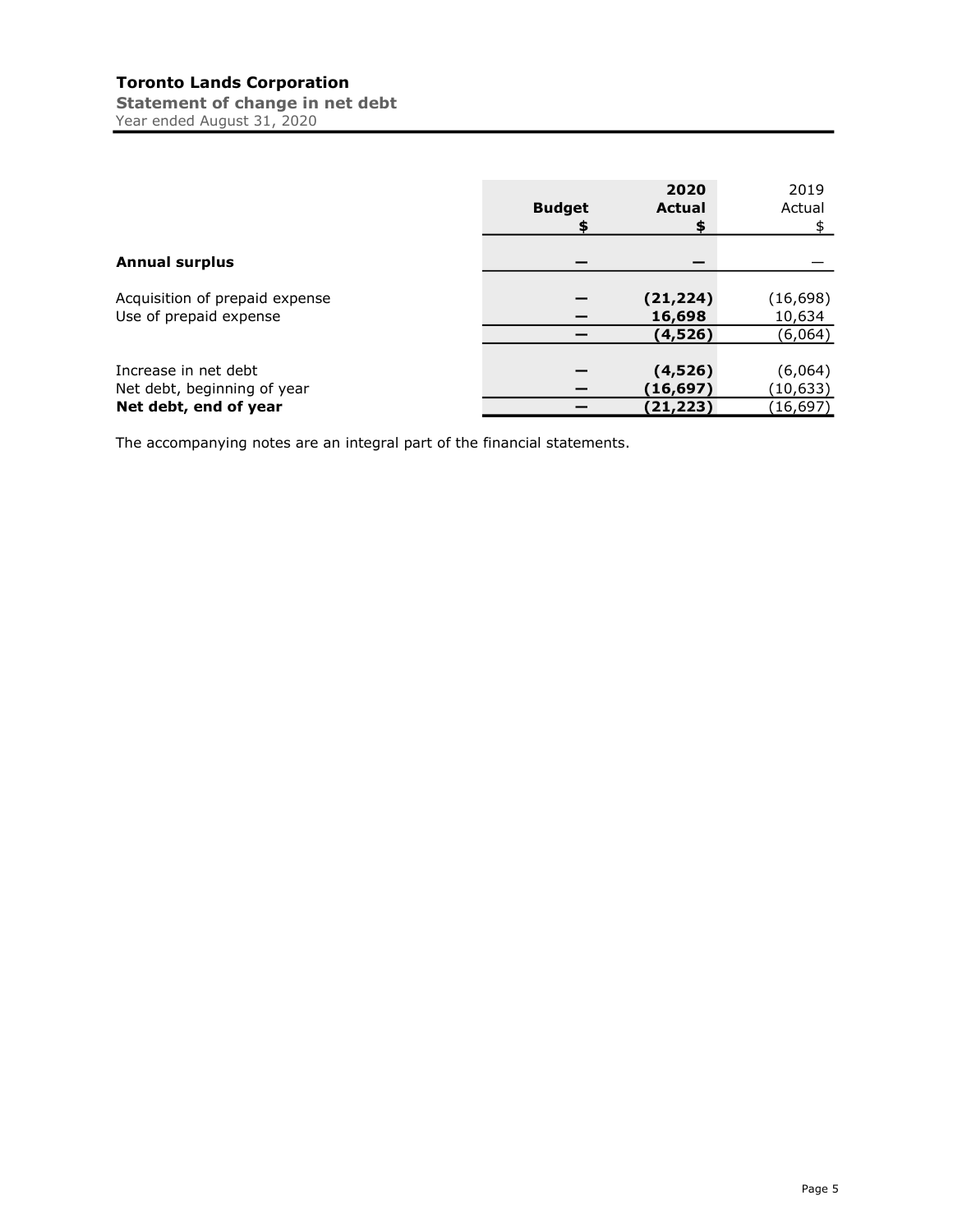# Toronto Lands Corporation

## Statement of change in net debt

Year ended August 31, 2020

| | Budget<br>$ | 2020<br>Actual<br>$ | 2019<br>Actual<br>$ |
|---|---|---|---|
| **Annual surplus** | **—** | **—** | — |
| Acquisition of prepaid expense | **—** | **(21,224)** | (16,698) |
| Use of prepaid expense | **—** | **16,698** | 10,634 |
| | **—** | **(4,526)** | (6,064) |
| Increase in net debt | **—** | **(4,526)** | (6,064) |
| Net debt, beginning of year | **—** | **(16,697)** | (10,633) |
| **Net debt, end of year** | **—** | **(21,223)** | (16,697) |

The accompanying notes are an integral part of the financial statements.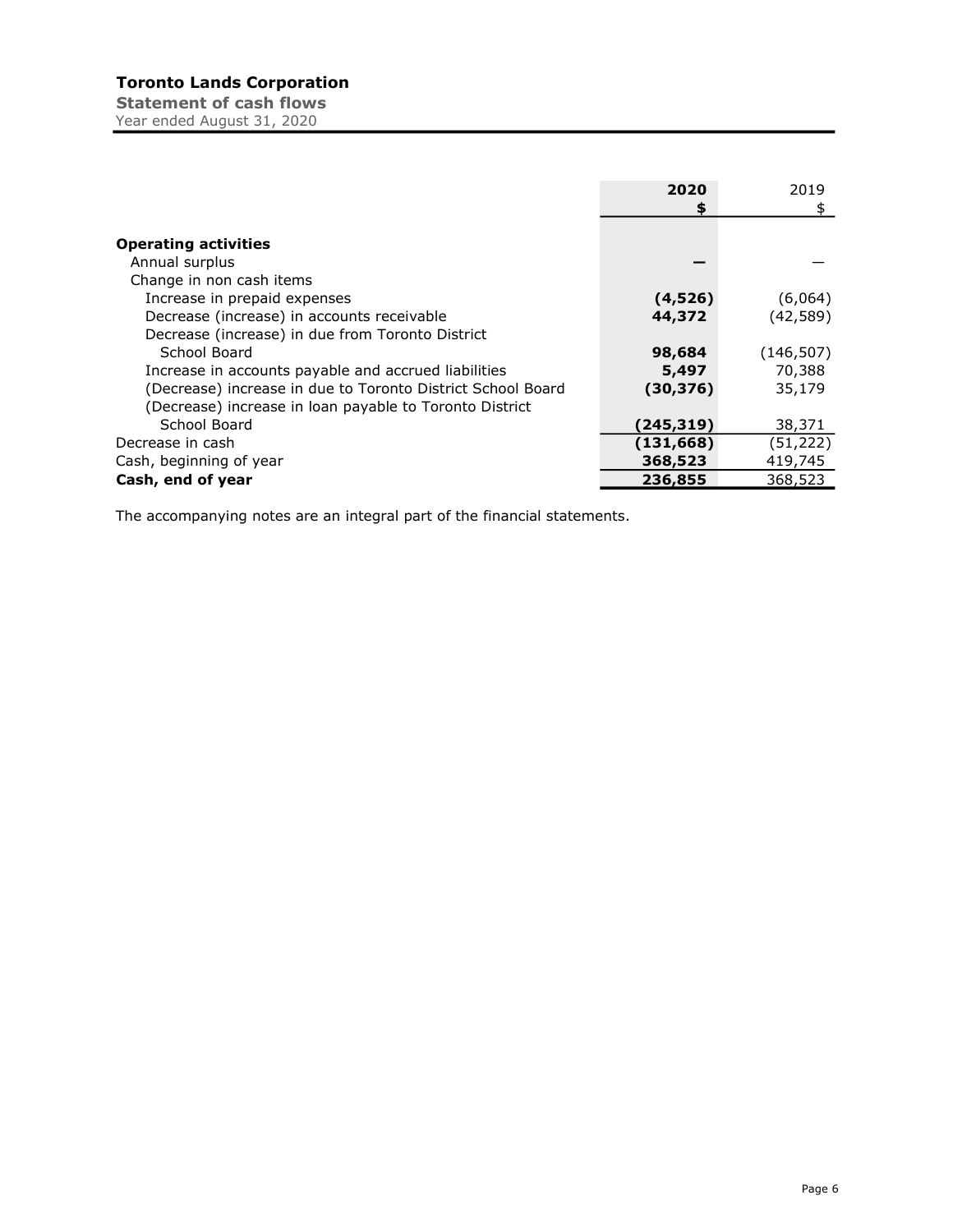**Toronto Lands Corporation**
**Statement of cash flows**
Year ended August 31, 2020

| | 2020 $ | 2019 $ |
|---|---|---|
| **Operating activities** | | |
| Annual surplus | **—** | — |
| Change in non cash items | | |
| Increase in prepaid expenses | **(4,526)** | (6,064) |
| Decrease (increase) in accounts receivable | **44,372** | (42,589) |
| Decrease (increase) in due from Toronto District School Board | **98,684** | (146,507) |
| Increase in accounts payable and accrued liabilities | **5,497** | 70,388 |
| (Decrease) increase in due to Toronto District School Board | **(30,376)** | 35,179 |
| (Decrease) increase in loan payable to Toronto District School Board | **(245,319)** | 38,371 |
| Decrease in cash | **(131,668)** | (51,222) |
| Cash, beginning of year | **368,523** | 419,745 |
| **Cash, end of year** | **236,855** | 368,523 |

The accompanying notes are an integral part of the financial statements.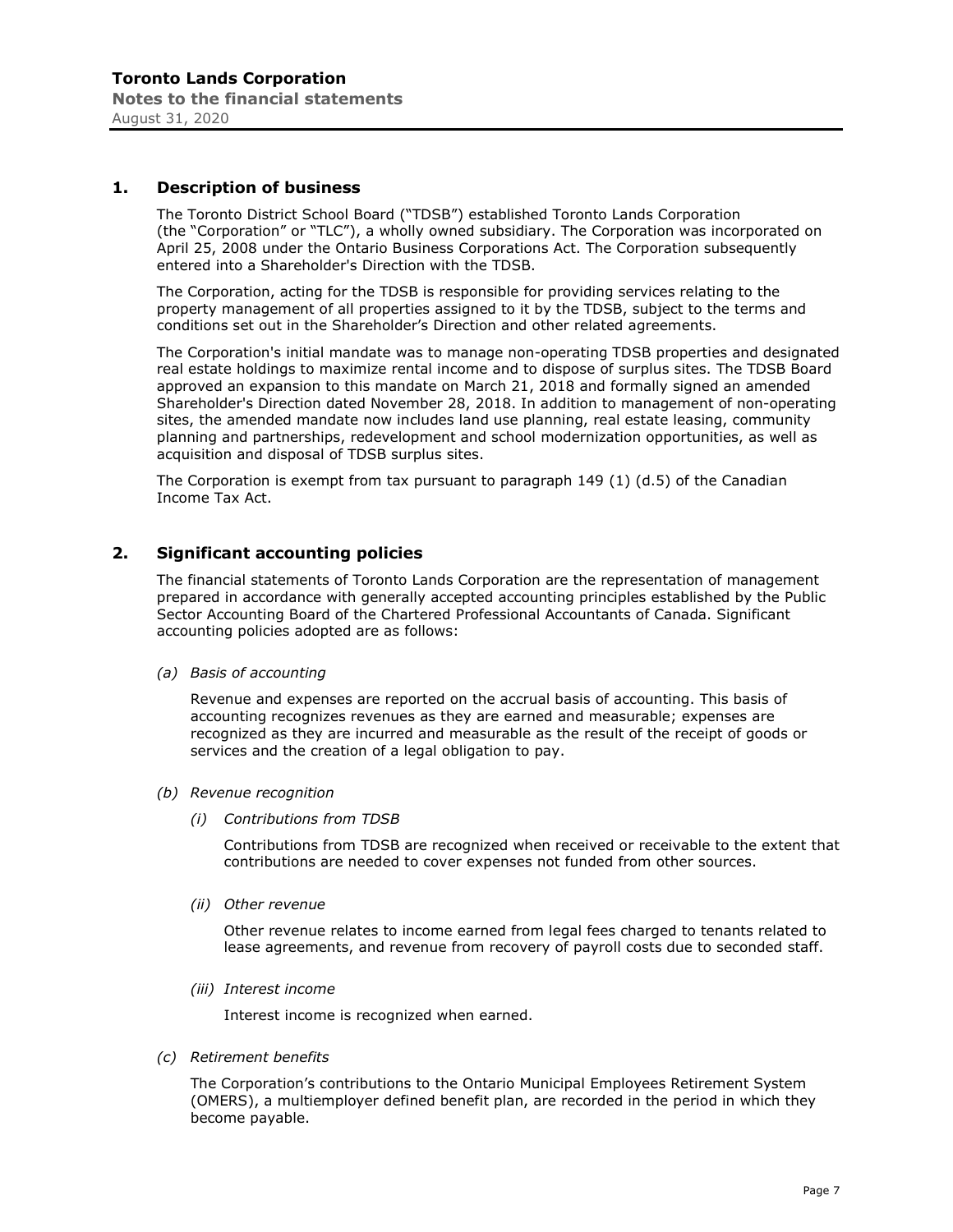# Toronto Lands Corporation

**Notes to the financial statements**

August 31, 2020

## 1. Description of business

The Toronto District School Board ("TDSB") established Toronto Lands Corporation (the "Corporation" or "TLC"), a wholly owned subsidiary. The Corporation was incorporated on April 25, 2008 under the Ontario Business Corporations Act. The Corporation subsequently entered into a Shareholder's Direction with the TDSB.

The Corporation, acting for the TDSB is responsible for providing services relating to the property management of all properties assigned to it by the TDSB, subject to the terms and conditions set out in the Shareholder's Direction and other related agreements.

The Corporation's initial mandate was to manage non-operating TDSB properties and designated real estate holdings to maximize rental income and to dispose of surplus sites. The TDSB Board approved an expansion to this mandate on March 21, 2018 and formally signed an amended Shareholder's Direction dated November 28, 2018. In addition to management of non-operating sites, the amended mandate now includes land use planning, real estate leasing, community planning and partnerships, redevelopment and school modernization opportunities, as well as acquisition and disposal of TDSB surplus sites.

The Corporation is exempt from tax pursuant to paragraph 149 (1) (d.5) of the Canadian Income Tax Act.

## 2. Significant accounting policies

The financial statements of Toronto Lands Corporation are the representation of management prepared in accordance with generally accepted accounting principles established by the Public Sector Accounting Board of the Chartered Professional Accountants of Canada. Significant accounting policies adopted are as follows:

*(a) Basis of accounting*

Revenue and expenses are reported on the accrual basis of accounting. This basis of accounting recognizes revenues as they are earned and measurable; expenses are recognized as they are incurred and measurable as the result of the receipt of goods or services and the creation of a legal obligation to pay.

*(b) Revenue recognition*

*(i) Contributions from TDSB*

Contributions from TDSB are recognized when received or receivable to the extent that contributions are needed to cover expenses not funded from other sources.

*(ii) Other revenue*

Other revenue relates to income earned from legal fees charged to tenants related to lease agreements, and revenue from recovery of payroll costs due to seconded staff.

*(iii) Interest income*

Interest income is recognized when earned.

*(c) Retirement benefits*

The Corporation's contributions to the Ontario Municipal Employees Retirement System (OMERS), a multiemployer defined benefit plan, are recorded in the period in which they become payable.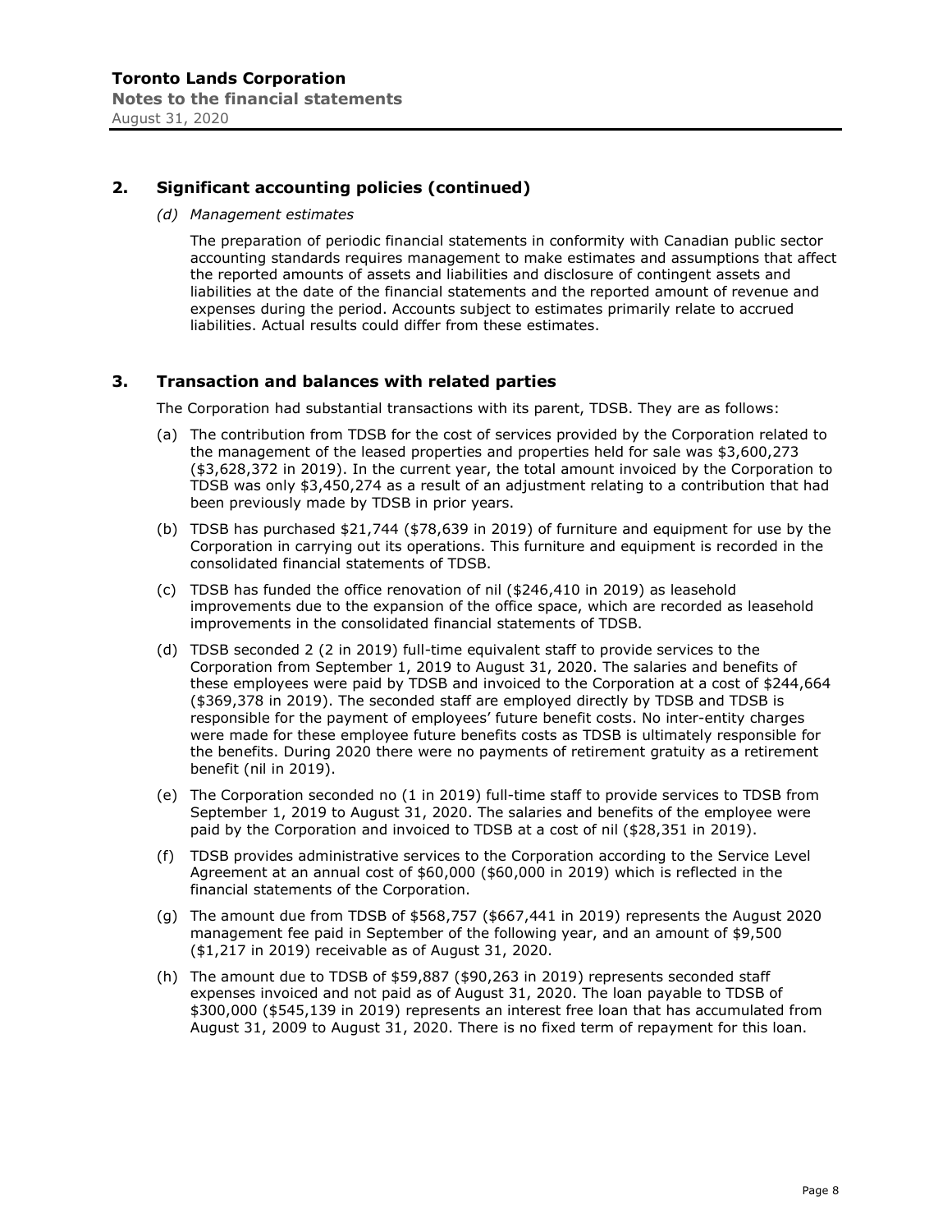## 2. Significant accounting policies (continued)

*(d) Management estimates*

The preparation of periodic financial statements in conformity with Canadian public sector accounting standards requires management to make estimates and assumptions that affect the reported amounts of assets and liabilities and disclosure of contingent assets and liabilities at the date of the financial statements and the reported amount of revenue and expenses during the period. Accounts subject to estimates primarily relate to accrued liabilities. Actual results could differ from these estimates.

## 3. Transaction and balances with related parties

The Corporation had substantial transactions with its parent, TDSB. They are as follows:

(a) The contribution from TDSB for the cost of services provided by the Corporation related to the management of the leased properties and properties held for sale was $3,600,273 ($3,628,372 in 2019). In the current year, the total amount invoiced by the Corporation to TDSB was only $3,450,274 as a result of an adjustment relating to a contribution that had been previously made by TDSB in prior years.

(b) TDSB has purchased $21,744 ($78,639 in 2019) of furniture and equipment for use by the Corporation in carrying out its operations. This furniture and equipment is recorded in the consolidated financial statements of TDSB.

(c) TDSB has funded the office renovation of nil ($246,410 in 2019) as leasehold improvements due to the expansion of the office space, which are recorded as leasehold improvements in the consolidated financial statements of TDSB.

(d) TDSB seconded 2 (2 in 2019) full-time equivalent staff to provide services to the Corporation from September 1, 2019 to August 31, 2020. The salaries and benefits of these employees were paid by TDSB and invoiced to the Corporation at a cost of $244,664 ($369,378 in 2019). The seconded staff are employed directly by TDSB and TDSB is responsible for the payment of employees' future benefit costs. No inter-entity charges were made for these employee future benefits costs as TDSB is ultimately responsible for the benefits. During 2020 there were no payments of retirement gratuity as a retirement benefit (nil in 2019).

(e) The Corporation seconded no (1 in 2019) full-time staff to provide services to TDSB from September 1, 2019 to August 31, 2020. The salaries and benefits of the employee were paid by the Corporation and invoiced to TDSB at a cost of nil ($28,351 in 2019).

(f) TDSB provides administrative services to the Corporation according to the Service Level Agreement at an annual cost of $60,000 ($60,000 in 2019) which is reflected in the financial statements of the Corporation.

(g) The amount due from TDSB of $568,757 ($667,441 in 2019) represents the August 2020 management fee paid in September of the following year, and an amount of $9,500 ($1,217 in 2019) receivable as of August 31, 2020.

(h) The amount due to TDSB of $59,887 ($90,263 in 2019) represents seconded staff expenses invoiced and not paid as of August 31, 2020. The loan payable to TDSB of $300,000 ($545,139 in 2019) represents an interest free loan that has accumulated from August 31, 2009 to August 31, 2020. There is no fixed term of repayment for this loan.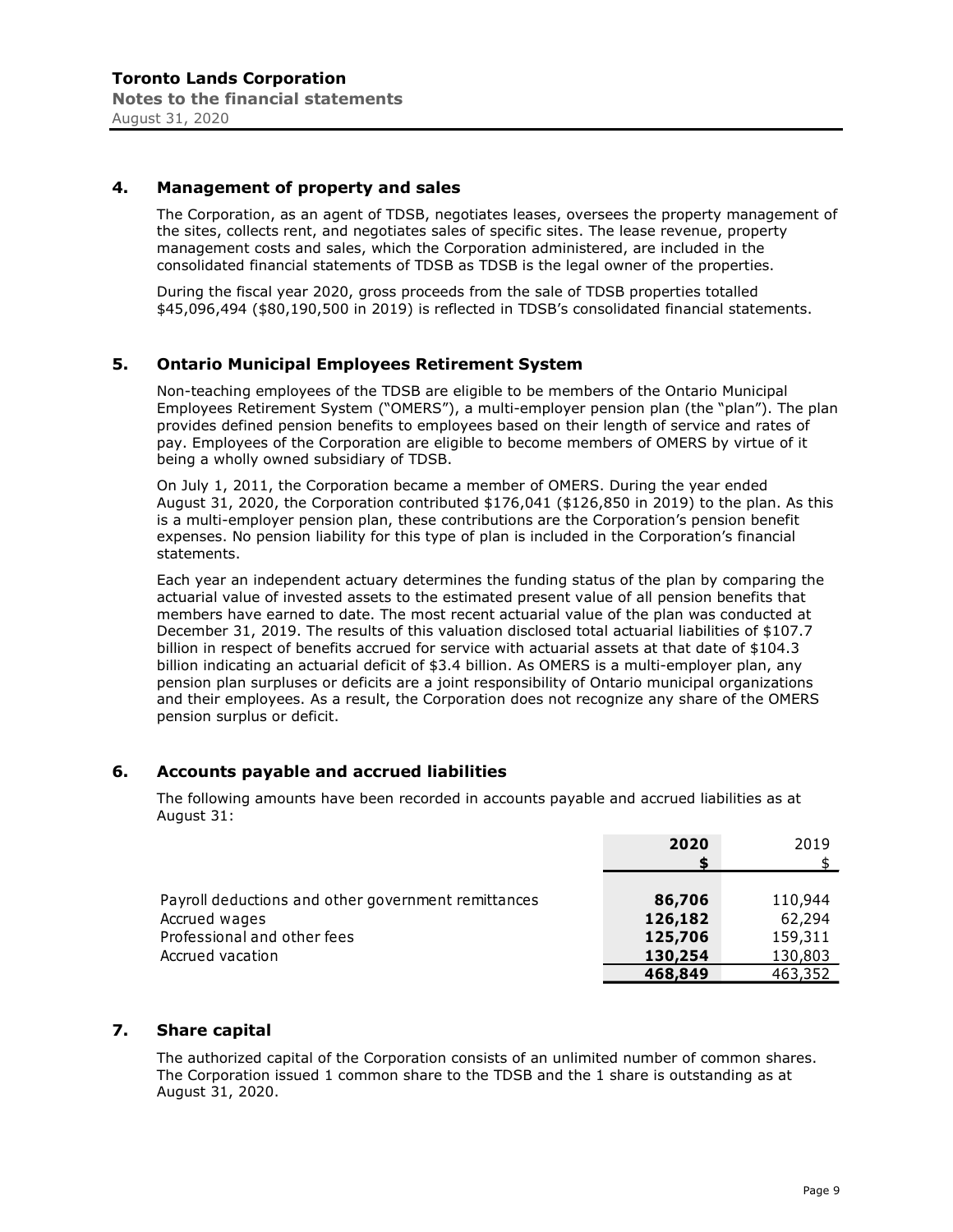## 4. Management of property and sales

The Corporation, as an agent of TDSB, negotiates leases, oversees the property management of the sites, collects rent, and negotiates sales of specific sites. The lease revenue, property management costs and sales, which the Corporation administered, are included in the consolidated financial statements of TDSB as TDSB is the legal owner of the properties.

During the fiscal year 2020, gross proceeds from the sale of TDSB properties totalled $45,096,494 ($80,190,500 in 2019) is reflected in TDSB's consolidated financial statements.

## 5. Ontario Municipal Employees Retirement System

Non-teaching employees of the TDSB are eligible to be members of the Ontario Municipal Employees Retirement System ("OMERS"), a multi-employer pension plan (the "plan"). The plan provides defined pension benefits to employees based on their length of service and rates of pay. Employees of the Corporation are eligible to become members of OMERS by virtue of it being a wholly owned subsidiary of TDSB.

On July 1, 2011, the Corporation became a member of OMERS. During the year ended August 31, 2020, the Corporation contributed $176,041 ($126,850 in 2019) to the plan. As this is a multi-employer pension plan, these contributions are the Corporation's pension benefit expenses. No pension liability for this type of plan is included in the Corporation's financial statements.

Each year an independent actuary determines the funding status of the plan by comparing the actuarial value of invested assets to the estimated present value of all pension benefits that members have earned to date. The most recent actuarial value of the plan was conducted at December 31, 2019. The results of this valuation disclosed total actuarial liabilities of $107.7 billion in respect of benefits accrued for service with actuarial assets at that date of $104.3 billion indicating an actuarial deficit of $3.4 billion. As OMERS is a multi-employer plan, any pension plan surpluses or deficits are a joint responsibility of Ontario municipal organizations and their employees. As a result, the Corporation does not recognize any share of the OMERS pension surplus or deficit.

## 6. Accounts payable and accrued liabilities

The following amounts have been recorded in accounts payable and accrued liabilities as at August 31:

| | **2020** | 2019 |
|---|---|---|
| | **$** | $ |
| Payroll deductions and other government remittances | **86,706** | 110,944 |
| Accrued wages | **126,182** | 62,294 |
| Professional and other fees | **125,706** | 159,311 |
| Accrued vacation | **130,254** | 130,803 |
| | **468,849** | 463,352 |

## 7. Share capital

The authorized capital of the Corporation consists of an unlimited number of common shares. The Corporation issued 1 common share to the TDSB and the 1 share is outstanding as at August 31, 2020.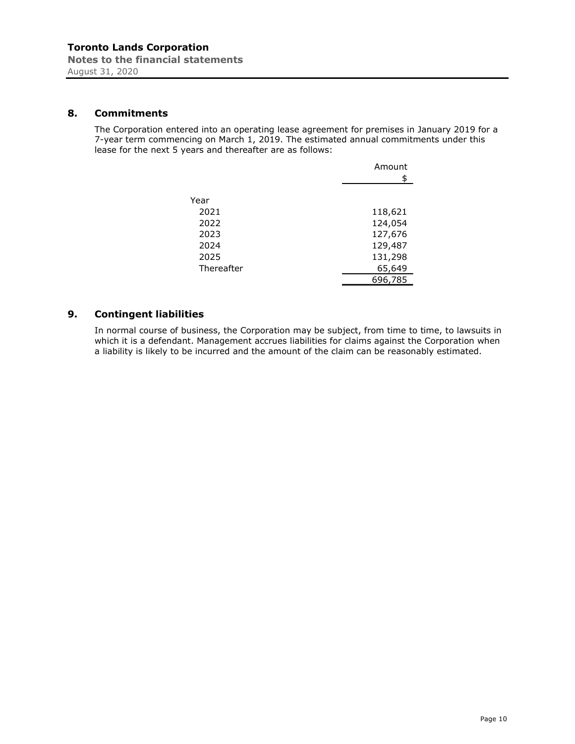## 8. Commitments

The Corporation entered into an operating lease agreement for premises in January 2019 for a 7-year term commencing on March 1, 2019. The estimated annual commitments under this lease for the next 5 years and thereafter are as follows:

| | Amount |
|---|---|
| | $ |
| Year | |
| 2021 | 118,621 |
| 2022 | 124,054 |
| 2023 | 127,676 |
| 2024 | 129,487 |
| 2025 | 131,298 |
| Thereafter | 65,649 |
| | 696,785 |

## 9. Contingent liabilities

In normal course of business, the Corporation may be subject, from time to time, to lawsuits in which it is a defendant. Management accrues liabilities for claims against the Corporation when a liability is likely to be incurred and the amount of the claim can be reasonably estimated.